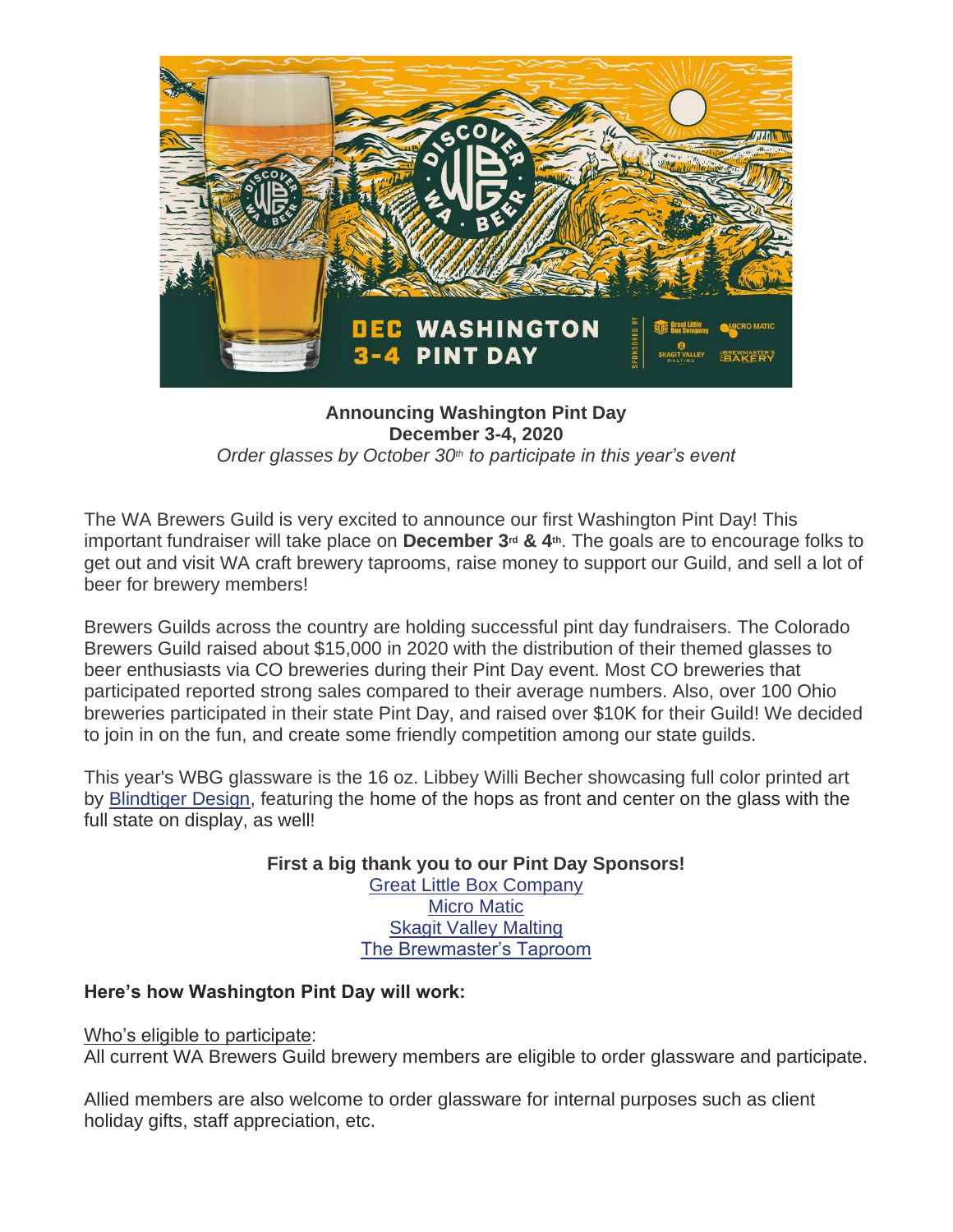**Announcing Washington Pint Day**
**December 3-4, 2020**
*Order glasses by October 30th to participate in this year's event*

The WA Brewers Guild is very excited to announce our first Washington Pint Day! This important fundraiser will take place on **December 3rd & 4th**. The goals are to encourage folks to get out and visit WA craft brewery taprooms, raise money to support our Guild, and sell a lot of beer for brewery members!

Brewers Guilds across the country are holding successful pint day fundraisers. The Colorado Brewers Guild raised about $15,000 in 2020 with the distribution of their themed glasses to beer enthusiasts via CO breweries during their Pint Day event. Most CO breweries that participated reported strong sales compared to their average numbers. Also, over 100 Ohio breweries participated in their state Pint Day, and raised over $10K for their Guild! We decided to join in on the fun, and create some friendly competition among our state guilds.

This year's WBG glassware is the 16 oz. Libbey Willi Becher showcasing full color printed art by Blindtiger Design, featuring the home of the hops as front and center on the glass with the full state on display, as well!

**First a big thank you to our Pint Day Sponsors!**
Great Little Box Company
Micro Matic
Skagit Valley Malting
The Brewmaster's Taproom

**Here's how Washington Pint Day will work:**

Who's eligible to participate:
All current WA Brewers Guild brewery members are eligible to order glassware and participate.

Allied members are also welcome to order glassware for internal purposes such as client holiday gifts, staff appreciation, etc.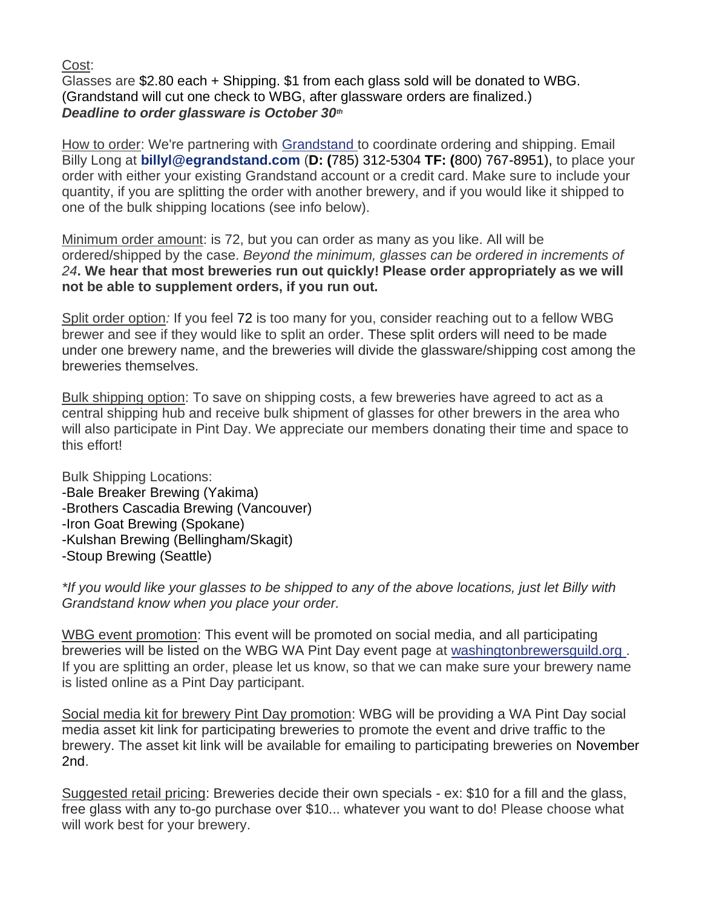Cost:
Glasses are $2.80 each + Shipping. $1 from each glass sold will be donated to WBG. (Grandstand will cut one check to WBG, after glassware orders are finalized.)
***Deadline to order glassware is October 30th***

How to order: We're partnering with [Grandstand](#) to coordinate ordering and shipping. Email Billy Long at **billyl@egrandstand.com** (**D: (**785) 312-5304 **TF: (**800) 767-8951), to place your order with either your existing Grandstand account or a credit card. Make sure to include your quantity, if you are splitting the order with another brewery, and if you would like it shipped to one of the bulk shipping locations (see info below).

Minimum order amount: is 72, but you can order as many as you like. All will be ordered/shipped by the case. *Beyond the minimum, glasses can be ordered in increments of 24*. **We hear that most breweries run out quickly! Please order appropriately as we will not be able to supplement orders, if you run out.**

Split order option*:* If you feel 72 is too many for you, consider reaching out to a fellow WBG brewer and see if they would like to split an order. These split orders will need to be made under one brewery name, and the breweries will divide the glassware/shipping cost among the breweries themselves.

Bulk shipping option: To save on shipping costs, a few breweries have agreed to act as a central shipping hub and receive bulk shipment of glasses for other brewers in the area who will also participate in Pint Day. We appreciate our members donating their time and space to this effort!

Bulk Shipping Locations:
-Bale Breaker Brewing (Yakima)
-Brothers Cascadia Brewing (Vancouver)
-Iron Goat Brewing (Spokane)
-Kulshan Brewing (Bellingham/Skagit)
-Stoup Brewing (Seattle)

**If you would like your glasses to be shipped to any of the above locations, just let Billy with Grandstand know when you place your order.*

WBG event promotion: This event will be promoted on social media, and all participating breweries will be listed on the WBG WA Pint Day event page at [washingtonbrewersguild.org](#). If you are splitting an order, please let us know, so that we can make sure your brewery name is listed online as a Pint Day participant.

Social media kit for brewery Pint Day promotion: WBG will be providing a WA Pint Day social media asset kit link for participating breweries to promote the event and drive traffic to the brewery. The asset kit link will be available for emailing to participating breweries on November 2nd.

Suggested retail pricing: Breweries decide their own specials - ex: $10 for a fill and the glass, free glass with any to-go purchase over $10... whatever you want to do! Please choose what will work best for your brewery.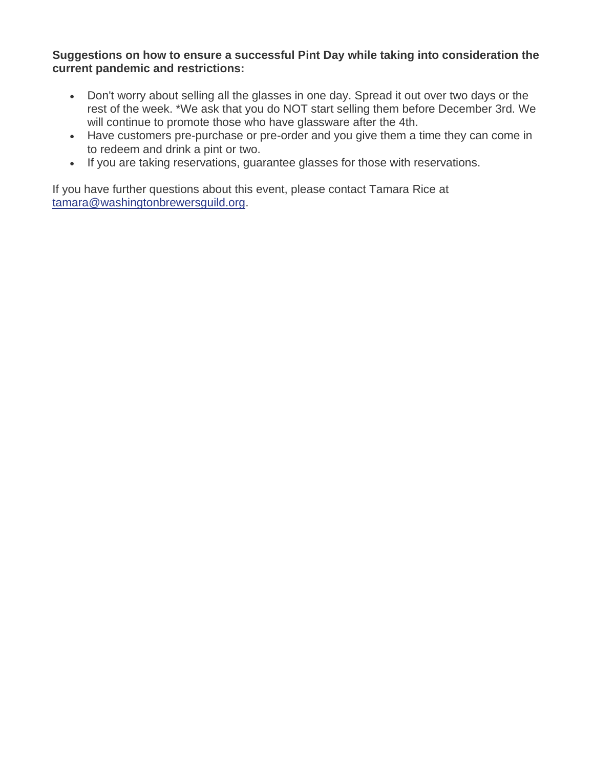**Suggestions on how to ensure a successful Pint Day while taking into consideration the current pandemic and restrictions:**

- Don't worry about selling all the glasses in one day. Spread it out over two days or the rest of the week. *We ask that you do NOT start selling them before December 3rd. We will continue to promote those who have glassware after the 4th.
- Have customers pre-purchase or pre-order and you give them a time they can come in to redeem and drink a pint or two.
- If you are taking reservations, guarantee glasses for those with reservations.

If you have further questions about this event, please contact Tamara Rice at [tamara@washingtonbrewersguild.org](mailto:tamara@washingtonbrewersguild.org).